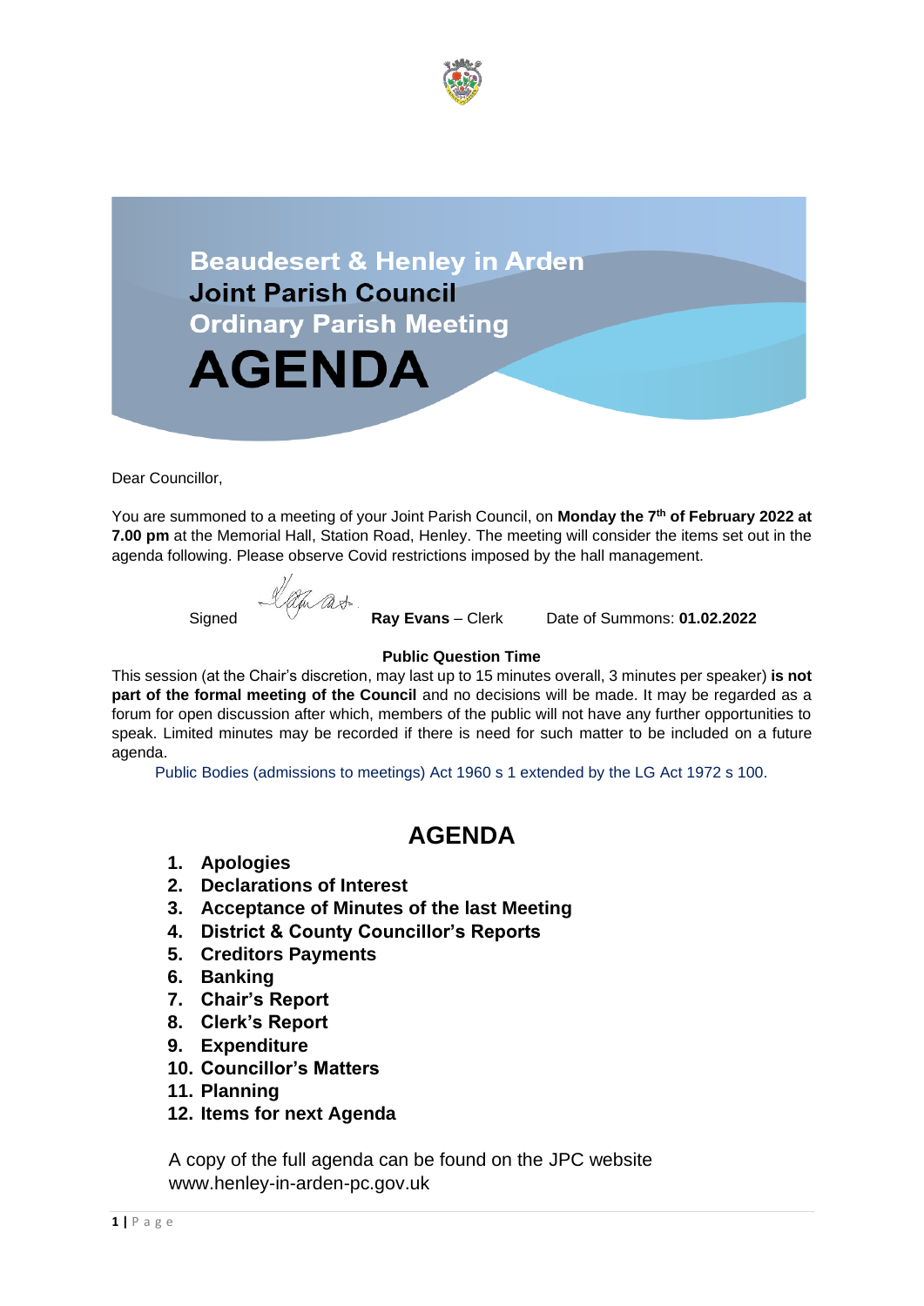# Beaudesert & Henley in Arden
# Joint Parish Council
# Ordinary Parish Meeting
# AGENDA

Dear Councillor,

You are summoned to a meeting of your Joint Parish Council, on **Monday the 7th of February 2022 at 7.00 pm** at the Memorial Hall, Station Road, Henley. The meeting will consider the items set out in the agenda following. Please observe Covid restrictions imposed by the hall management.

Signed **Ray Evans** – Clerk Date of Summons: **01.02.2022**

**Public Question Time**

This session (at the Chair's discretion, may last up to 15 minutes overall, 3 minutes per speaker) **is not part of the formal meeting of the Council** and no decisions will be made. It may be regarded as a forum for open discussion after which, members of the public will not have any further opportunities to speak. Limited minutes may be recorded if there is need for such matter to be included on a future agenda.

Public Bodies (admissions to meetings) Act 1960 s 1 extended by the LG Act 1972 s 100.

## AGENDA

1. **Apologies**
2. **Declarations of Interest**
3. **Acceptance of Minutes of the last Meeting**
4. **District & County Councillor's Reports**
5. **Creditors Payments**
6. **Banking**
7. **Chair's Report**
8. **Clerk's Report**
9. **Expenditure**
10. **Councillor's Matters**
11. **Planning**
12. **Items for next Agenda**

A copy of the full agenda can be found on the JPC website www.henley-in-arden-pc.gov.uk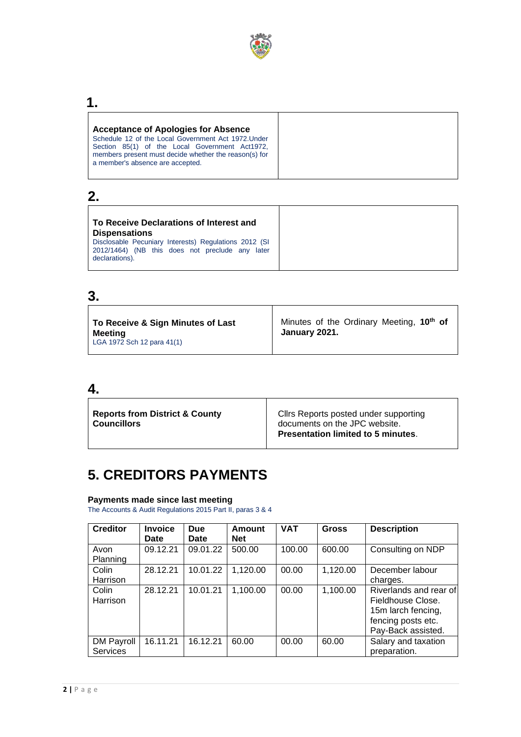## 1.

| | |
|---|---|
| **Acceptance of Apologies for Absence**<br>Schedule 12 of the Local Government Act 1972.Under Section 85(1) of the Local Government Act1972, members present must decide whether the reason(s) for a member's absence are accepted. | |

## 2.

| | |
|---|---|
| **To Receive Declarations of Interest and Dispensations**<br>Disclosable Pecuniary Interests) Regulations 2012 (SI 2012/1464) (NB this does not preclude any later declarations). | |

## 3.

| | |
|---|---|
| **To Receive & Sign Minutes of Last Meeting**<br>LGA 1972 Sch 12 para 41(1) | Minutes of the Ordinary Meeting, **10th of January 2021.** |

## 4.

| | |
|---|---|
| **Reports from District & County Councillors** | Cllrs Reports posted under supporting documents on the JPC website.<br>**Presentation limited to 5 minutes**. |

# 5. CREDITORS PAYMENTS

**Payments made since last meeting**

The Accounts & Audit Regulations 2015 Part II, paras 3 & 4

| Creditor | Invoice Date | Due Date | Amount Net | VAT | Gross | Description |
|---|---|---|---|---|---|---|
| Avon Planning | 09.12.21 | 09.01.22 | 500.00 | 100.00 | 600.00 | Consulting on NDP |
| Colin Harrison | 28.12.21 | 10.01.22 | 1,120.00 | 00.00 | 1,120.00 | December labour charges. |
| Colin Harrison | 28.12.21 | 10.01.21 | 1,100.00 | 00.00 | 1,100.00 | Riverlands and rear of Fieldhouse Close. 15m larch fencing, fencing posts etc. Pay-Back assisted. |
| DM Payroll Services | 16.11.21 | 16.12.21 | 60.00 | 00.00 | 60.00 | Salary and taxation preparation. |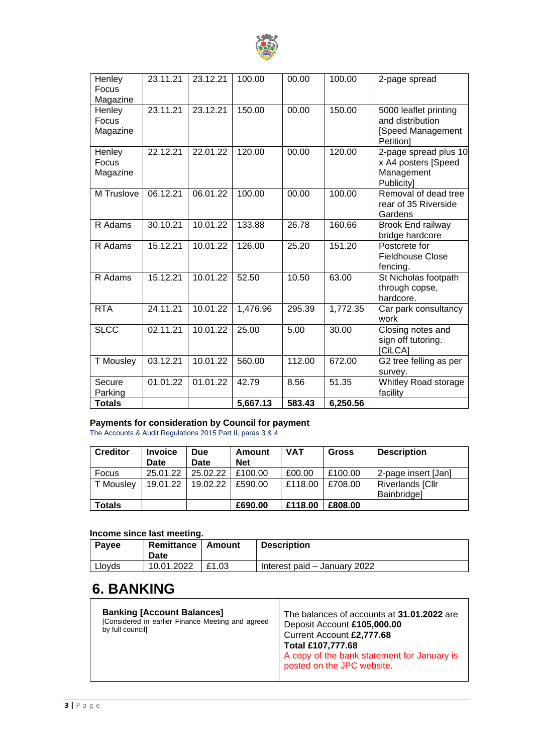| | | | | | | |
|---|---|---|---|---|---|---|
| Henley Focus Magazine | 23.11.21 | 23.12.21 | 100.00 | 00.00 | 100.00 | 2-page spread |
| Henley Focus Magazine | 23.11.21 | 23.12.21 | 150.00 | 00.00 | 150.00 | 5000 leaflet printing and distribution [Speed Management Petition] |
| Henley Focus Magazine | 22.12.21 | 22.01.22 | 120.00 | 00.00 | 120.00 | 2-page spread plus 10 x A4 posters [Speed Management Publicity] |
| M Truslove | 06.12.21 | 06.01.22 | 100.00 | 00.00 | 100.00 | Removal of dead tree rear of 35 Riverside Gardens |
| R Adams | 30.10.21 | 10.01.22 | 133.88 | 26.78 | 160.66 | Brook End railway bridge hardcore |
| R Adams | 15.12.21 | 10.01.22 | 126.00 | 25.20 | 151.20 | Postcrete for Fieldhouse Close fencing. |
| R Adams | 15.12.21 | 10.01.22 | 52.50 | 10.50 | 63.00 | St Nicholas footpath through copse, hardcore. |
| RTA | 24.11.21 | 10.01.22 | 1,476.96 | 295.39 | 1,772.35 | Car park consultancy work |
| SLCC | 02.11.21 | 10.01.22 | 25.00 | 5.00 | 30.00 | Closing notes and sign off tutoring. [CiLCA] |
| T Mousley | 03.12.21 | 10.01.22 | 560.00 | 112.00 | 672.00 | G2 tree felling as per survey. |
| Secure Parking | 01.01.22 | 01.01.22 | 42.79 | 8.56 | 51.35 | Whitley Road storage facility |
| **Totals** | | | **5,667.13** | **583.43** | **6,250.56** | |

**Payments for consideration by Council for payment**

The Accounts & Audit Regulations 2015 Part II, paras 3 & 4

| Creditor | Invoice Date | Due Date | Amount Net | VAT | Gross | Description |
|---|---|---|---|---|---|---|
| Focus | 25.01.22 | 25.02.22 | £100.00 | £00.00 | £100.00 | 2-page insert [Jan] |
| T Mousley | 19.01.22 | 19.02.22 | £590.00 | £118.00 | £708.00 | Riverlands [Cllr Bainbridge] |
| **Totals** | | | **£690.00** | **£118.00** | **£808.00** | |

**Income since last meeting.**

| Payee | Remittance Date | Amount | Description |
|---|---|---|---|
| Lloyds | 10.01.2022 | £1.03 | Interest paid – January 2022 |

# 6. BANKING

| | |
|---|---|
| **Banking [Account Balances]**<br>[Considered in earlier Finance Meeting and agreed by full council] | The balances of accounts at **31.01.2022** are<br>Deposit Account **£105,000.00**<br>Current Account **£2,777.68**<br>**Total £107,777.68**<br>A copy of the bank statement for January is posted on the JPC website. |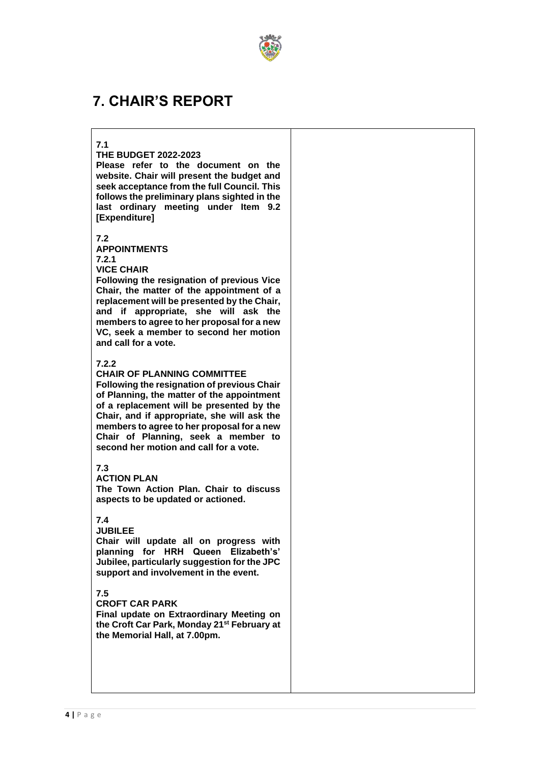# 7. CHAIR'S REPORT

| | |
|---|---|
| **7.1**<br>**THE BUDGET 2022-2023**<br>**Please refer to the document on the website. Chair will present the budget and seek acceptance from the full Council. This follows the preliminary plans sighted in the last ordinary meeting under Item 9.2 [Expenditure]**<br><br>**7.2**<br>**APPOINTMENTS**<br>**7.2.1**<br>**VICE CHAIR**<br>**Following the resignation of previous Vice Chair, the matter of the appointment of a replacement will be presented by the Chair, and if appropriate, she will ask the members to agree to her proposal for a new VC, seek a member to second her motion and call for a vote.**<br><br>**7.2.2**<br>**CHAIR OF PLANNING COMMITTEE**<br>**Following the resignation of previous Chair of Planning, the matter of the appointment of a replacement will be presented by the Chair, and if appropriate, she will ask the members to agree to her proposal for a new Chair of Planning, seek a member to second her motion and call for a vote.**<br><br>**7.3**<br>**ACTION PLAN**<br>**The Town Action Plan. Chair to discuss aspects to be updated or actioned.**<br><br>**7.4**<br>**JUBILEE**<br>**Chair will update all on progress with planning for HRH Queen Elizabeth's' Jubilee, particularly suggestion for the JPC support and involvement in the event.**<br><br>**7.5**<br>**CROFT CAR PARK**<br>**Final update on Extraordinary Meeting on the Croft Car Park, Monday 21st February at the Memorial Hall, at 7.00pm.** | |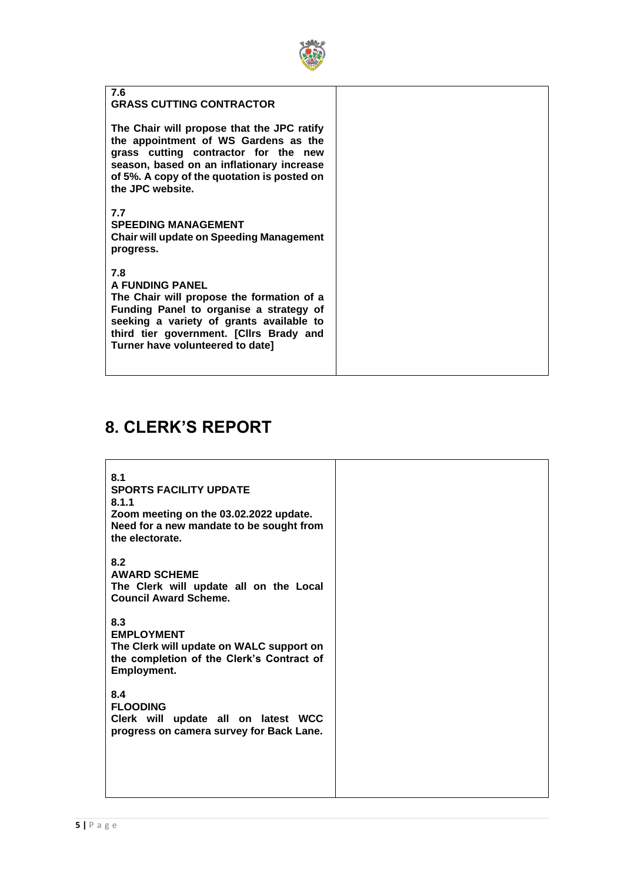| | |
|---|---|
| **7.6**<br>**GRASS CUTTING CONTRACTOR**<br><br>**The Chair will propose that the JPC ratify the appointment of WS Gardens as the grass cutting contractor for the new season, based on an inflationary increase of 5%. A copy of the quotation is posted on the JPC website.**<br><br>**7.7**<br>**SPEEDING MANAGEMENT**<br>**Chair will update on Speeding Management progress.**<br><br>**7.8**<br>**A FUNDING PANEL**<br>**The Chair will propose the formation of a Funding Panel to organise a strategy of seeking a variety of grants available to third tier government. [Cllrs Brady and Turner have volunteered to date]** | |

## 8. CLERK'S REPORT

| | |
|---|---|
| **8.1**<br>**SPORTS FACILITY UPDATE**<br>**8.1.1**<br>**Zoom meeting on the 03.02.2022 update. Need for a new mandate to be sought from the electorate.**<br><br>**8.2**<br>**AWARD SCHEME**<br>**The Clerk will update all on the Local Council Award Scheme.**<br><br>**8.3**<br>**EMPLOYMENT**<br>**The Clerk will update on WALC support on the completion of the Clerk's Contract of Employment.**<br><br>**8.4**<br>**FLOODING**<br>**Clerk will update all on latest WCC progress on camera survey for Back Lane.** | |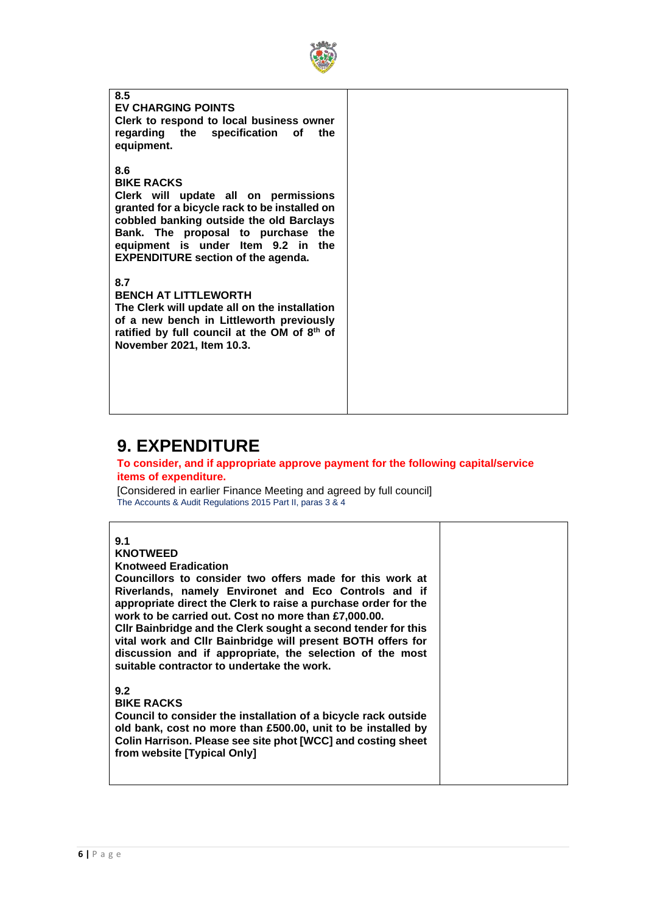| | |
|---|---|
| **8.5**<br>**EV CHARGING POINTS**<br>**Clerk to respond to local business owner regarding the specification of the equipment.**<br><br>**8.6**<br>**BIKE RACKS**<br>**Clerk will update all on permissions granted for a bicycle rack to be installed on cobbled banking outside the old Barclays Bank. The proposal to purchase the equipment is under Item 9.2 in the EXPENDITURE section of the agenda.**<br><br>**8.7**<br>**BENCH AT LITTLEWORTH**<br>**The Clerk will update all on the installation of a new bench in Littleworth previously ratified by full council at the OM of 8th of November 2021, Item 10.3.** | |

# 9. EXPENDITURE

**To consider, and if appropriate approve payment for the following capital/service items of expenditure.**

[Considered in earlier Finance Meeting and agreed by full council]

The Accounts & Audit Regulations 2015 Part II, paras 3 & 4

| | |
|---|---|
| **9.1**<br>**KNOTWEED**<br>**Knotweed Eradication**<br>**Councillors to consider two offers made for this work at Riverlands, namely Environet and Eco Controls and if appropriate direct the Clerk to raise a purchase order for the work to be carried out. Cost no more than £7,000.00.**<br>**Cllr Bainbridge and the Clerk sought a second tender for this vital work and Cllr Bainbridge will present BOTH offers for discussion and if appropriate, the selection of the most suitable contractor to undertake the work.**<br><br>**9.2**<br>**BIKE RACKS**<br>**Council to consider the installation of a bicycle rack outside old bank, cost no more than £500.00, unit to be installed by Colin Harrison. Please see site phot [WCC] and costing sheet from website [Typical Only]** | |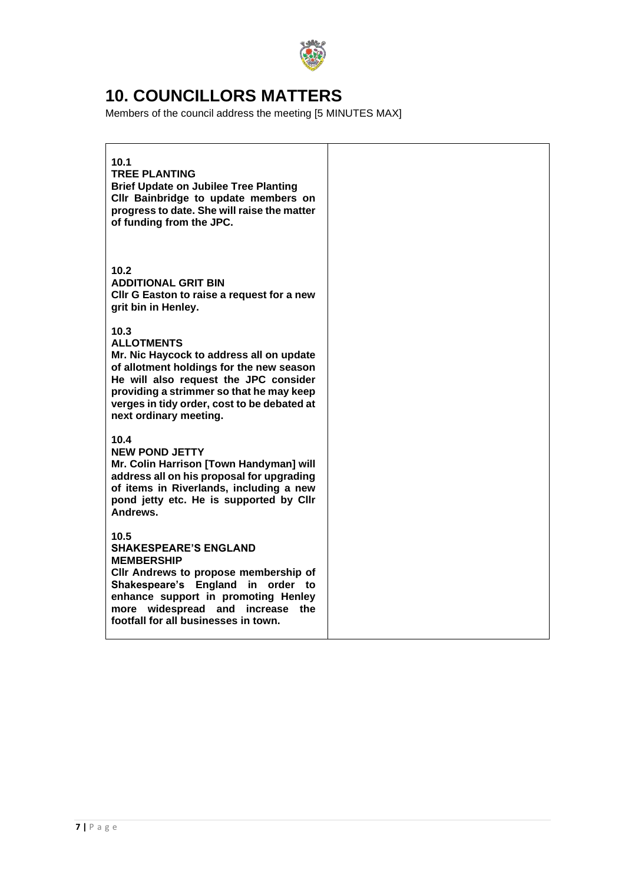# 10. COUNCILLORS MATTERS

Members of the council address the meeting [5 MINUTES MAX]

| | |
|---|---|
| **10.1**<br>**TREE PLANTING**<br>**Brief Update on Jubilee Tree Planting**<br>**Cllr Bainbridge to update members on progress to date. She will raise the matter of funding from the JPC.** | |
| **10.2**<br>**ADDITIONAL GRIT BIN**<br>**Cllr G Easton to raise a request for a new grit bin in Henley.** | |
| **10.3**<br>**ALLOTMENTS**<br>**Mr. Nic Haycock to address all on update of allotment holdings for the new season He will also request the JPC consider providing a strimmer so that he may keep verges in tidy order, cost to be debated at next ordinary meeting.** | |
| **10.4**<br>**NEW POND JETTY**<br>**Mr. Colin Harrison [Town Handyman] will address all on his proposal for upgrading of items in Riverlands, including a new pond jetty etc. He is supported by Cllr Andrews.** | |
| **10.5**<br>**SHAKESPEARE'S ENGLAND MEMBERSHIP**<br>**Cllr Andrews to propose membership of Shakespeare's England in order to enhance support in promoting Henley more widespread and increase the footfall for all businesses in town.** | |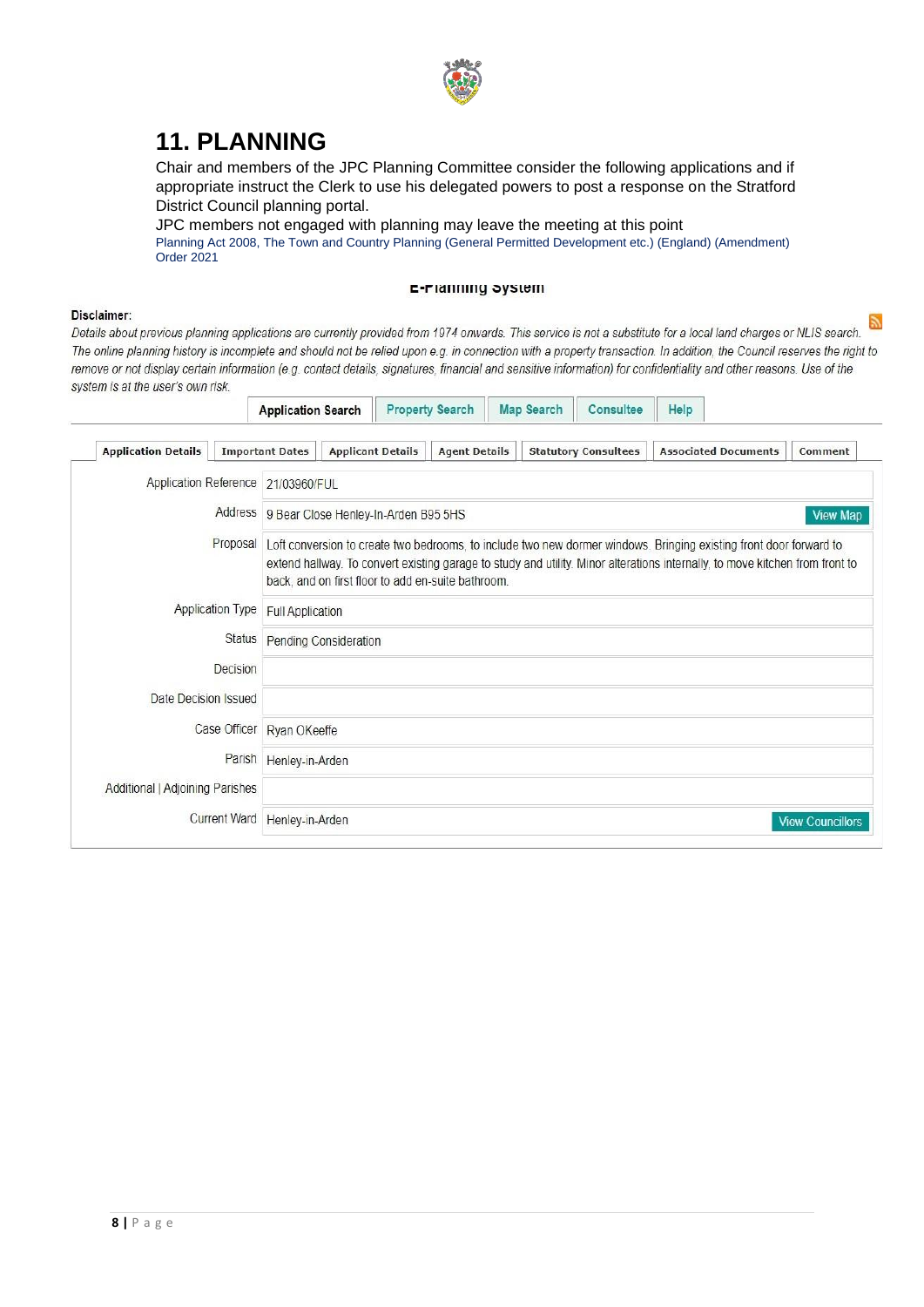# 11. PLANNING

Chair and members of the JPC Planning Committee consider the following applications and if appropriate instruct the Clerk to use his delegated powers to post a response on the Stratford District Council planning portal.

JPC members not engaged with planning may leave the meeting at this point

Planning Act 2008, The Town and Country Planning (General Permitted Development etc.) (England) (Amendment) Order 2021

**E-Planning System**

**Disclaimer:**

*Details about previous planning applications are currently provided from 1974 onwards. This service is not a substitute for a local land charges or NLIS search. The online planning history is incomplete and should not be relied upon e.g. in connection with a property transaction. In addition, the Council reserves the right to remove or not display certain information (e.g. contact details, signatures, financial and sensitive information) for confidentiality and other reasons. Use of the system is at the user's own risk.*

Application Search | Property Search | Map Search | Consultee | Help

Application Details | Important Dates | Applicant Details | Agent Details | Statutory Consultees | Associated Documents | Comment

| | |
|---|---|
| Application Reference | 21/03960/FUL |
| Address | 9 Bear Close Henley-In-Arden B95 5HS |
| Proposal | Loft conversion to create two bedrooms, to include two new dormer windows. Bringing existing front door forward to extend hallway. To convert existing garage to study and utility. Minor alterations internally, to move kitchen from front to back, and on first floor to add en-suite bathroom. |
| Application Type | Full Application |
| Status | Pending Consideration |
| Decision | |
| Date Decision Issued | |
| Case Officer | Ryan OKeefe |
| Parish | Henley-in-Arden |
| Additional \| Adjoining Parishes | |
| Current Ward | Henley-in-Arden |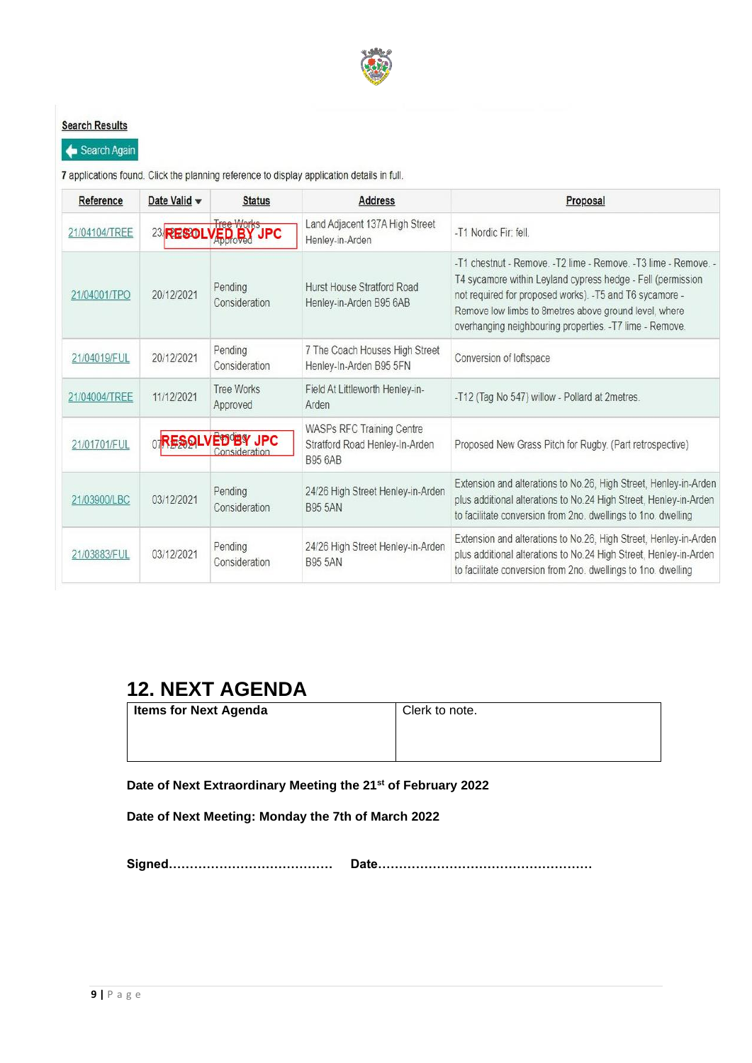**Search Results**

Search Again

7 applications found. Click the planning reference to display application details in full.

| Reference | Date Valid | Status | Address | Proposal |
|---|---|---|---|---|
| 21/04104/TREE | 23/12/2021 RESOLVED BY JPC | Tree Works Approved | Land Adjacent 137A High Street Henley-in-Arden | -T1 Nordic Fir: fell. |
| 21/04001/TPO | 20/12/2021 | Pending Consideration | Hurst House Stratford Road Henley-in-Arden B95 6AB | -T1 chestnut - Remove. -T2 lime - Remove. -T3 lime - Remove. -T4 sycamore within Leyland cypress hedge - Fell (permission not required for proposed works). -T5 and T6 sycamore - Remove low limbs to 8metres above ground level, where overhanging neighbouring properties. -T7 lime - Remove. |
| 21/04019/FUL | 20/12/2021 | Pending Consideration | 7 The Coach Houses High Street Henley-In-Arden B95 5FN | Conversion of loftspace |
| 21/04004/TREE | 11/12/2021 | Tree Works Approved | Field At Littleworth Henley-in-Arden | -T12 (Tag No 547) willow - Pollard at 2metres. |
| 21/01701/FUL | 07/12/2021 RESOLVED BY JPC | Pending Consideration | WASPs RFC Training Centre Stratford Road Henley-In-Arden B95 6AB | Proposed New Grass Pitch for Rugby. (Part retrospective) |
| 21/03900/LBC | 03/12/2021 | Pending Consideration | 24/26 High Street Henley-in-Arden B95 5AN | Extension and alterations to No.26, High Street, Henley-in-Arden plus additional alterations to No.24 High Street, Henley-in-Arden to facilitate conversion from 2no. dwellings to 1no. dwelling |
| 21/03883/FUL | 03/12/2021 | Pending Consideration | 24/26 High Street Henley-in-Arden B95 5AN | Extension and alterations to No.26, High Street, Henley-in-Arden plus additional alterations to No.24 High Street, Henley-in-Arden to facilitate conversion from 2no. dwellings to 1no. dwelling |

# 12. NEXT AGENDA

| | |
|---|---|
| **Items for Next Agenda** | Clerk to note. |

**Date of Next Extraordinary Meeting the 21st of February 2022**

**Date of Next Meeting: Monday the 7th of March 2022**

**Signed………………………………… Date……………………………………………**